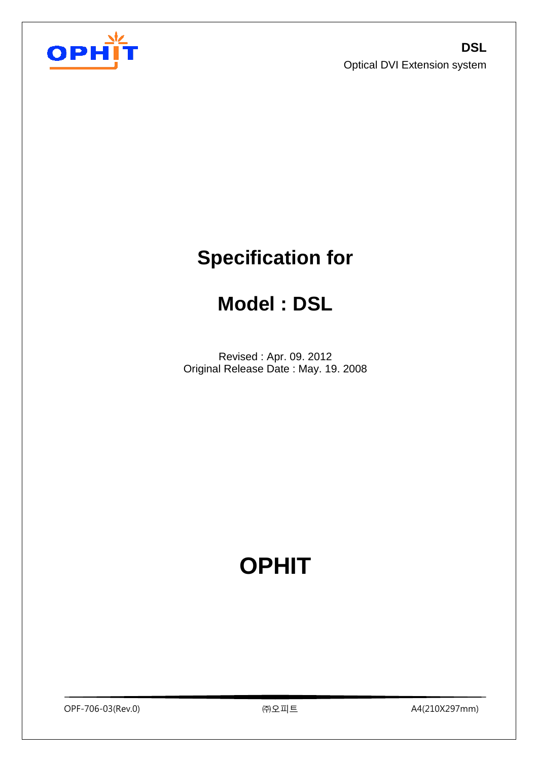**DSL**
Optical DVI Extension system

# Specification for

# Model : DSL

Revised : Apr. 09. 2012
Original Release Date : May. 19. 2008

# OPHIT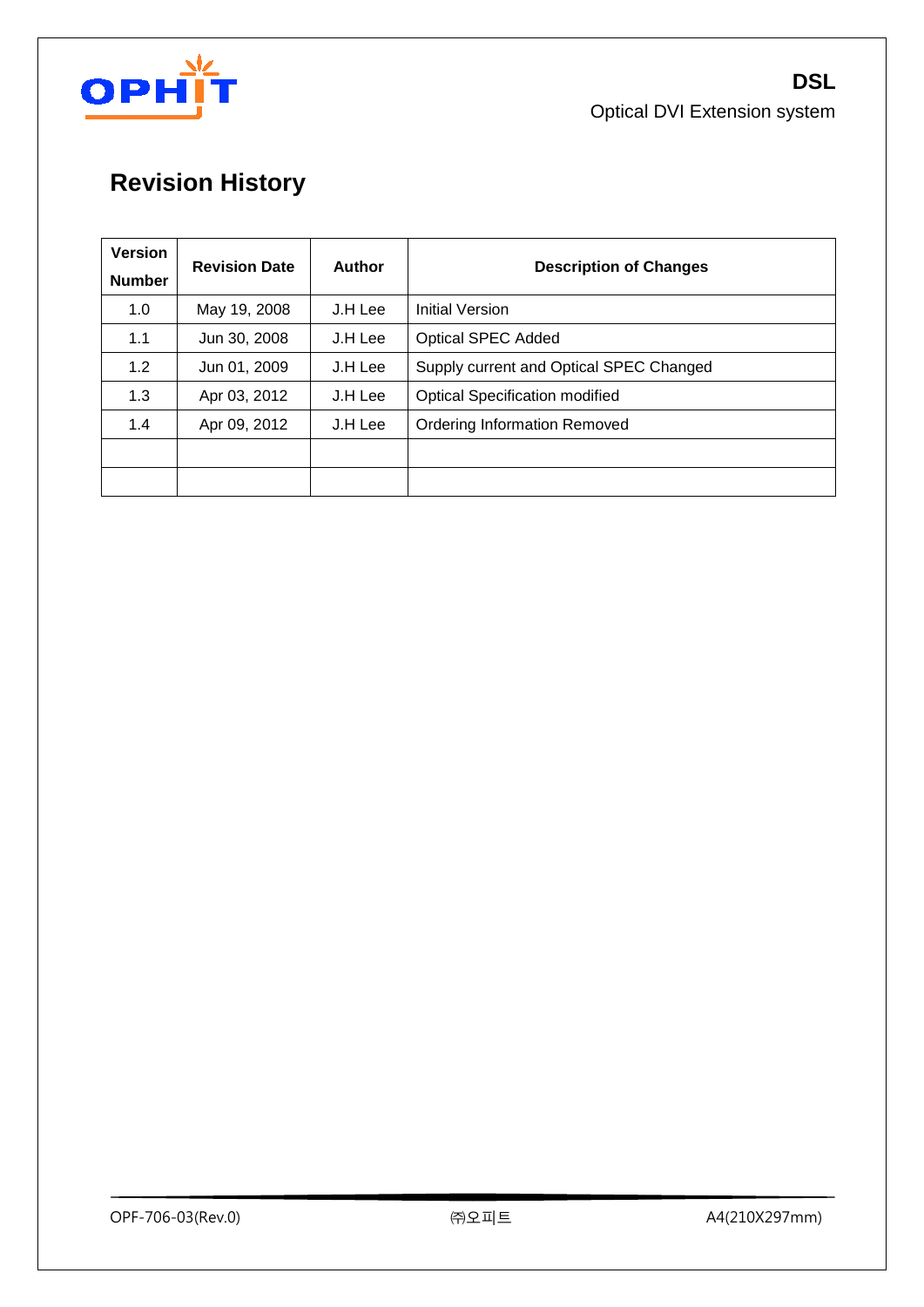# Revision History

| Version Number | Revision Date | Author | Description of Changes |
|---|---|---|---|
| 1.0 | May 19, 2008 | J.H Lee | Initial Version |
| 1.1 | Jun 30, 2008 | J.H Lee | Optical SPEC Added |
| 1.2 | Jun 01, 2009 | J.H Lee | Supply current and Optical SPEC Changed |
| 1.3 | Apr 03, 2012 | J.H Lee | Optical Specification modified |
| 1.4 | Apr 09, 2012 | J.H Lee | Ordering Information Removed |
| | | | |
| | | | |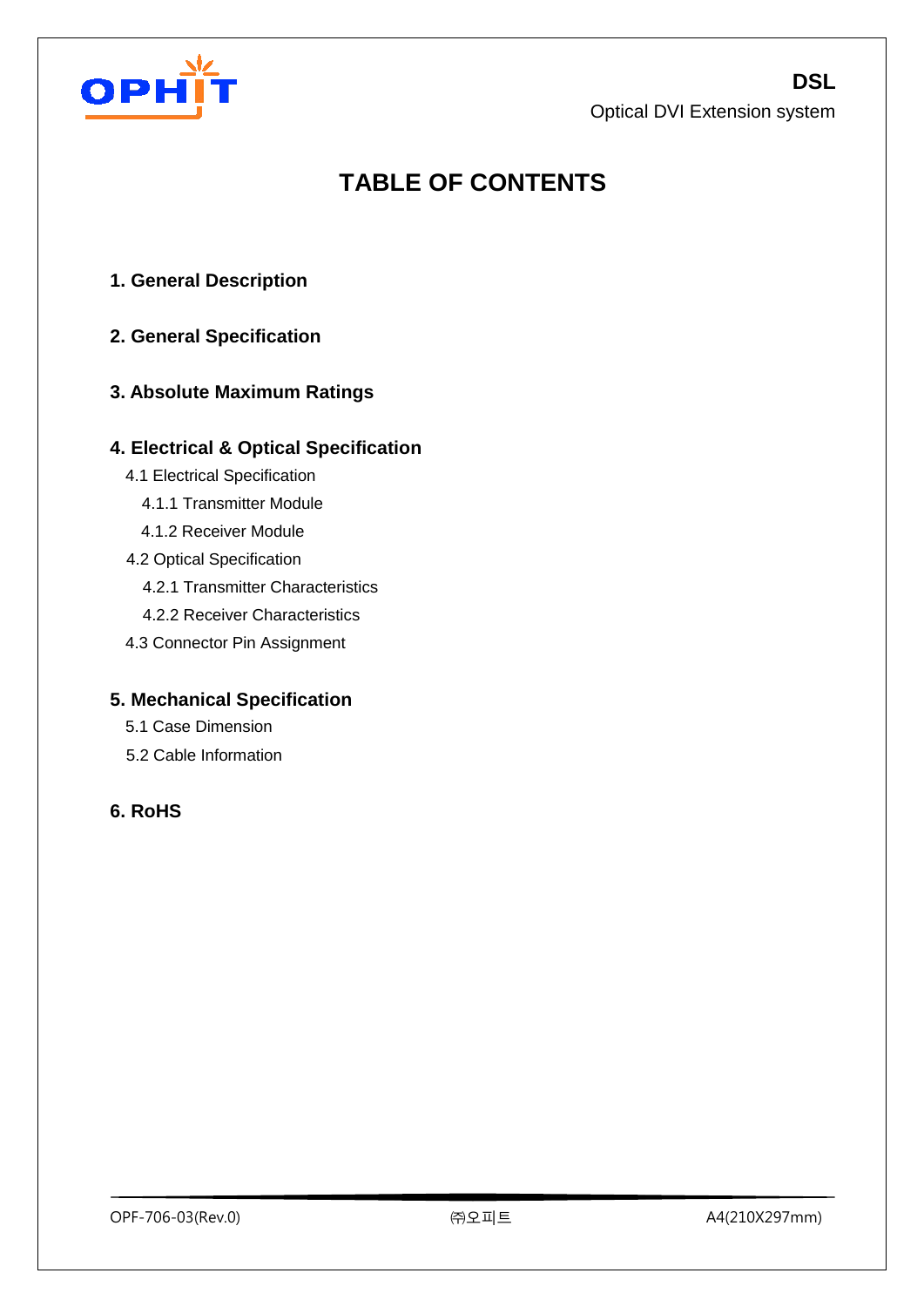# TABLE OF CONTENTS

**1. General Description**

**2. General Specification**

**3. Absolute Maximum Ratings**

**4. Electrical & Optical Specification**

- 4.1 Electrical Specification
  - 4.1.1 Transmitter Module
  - 4.1.2 Receiver Module
- 4.2 Optical Specification
  - 4.2.1 Transmitter Characteristics
  - 4.2.2 Receiver Characteristics
- 4.3 Connector Pin Assignment

**5. Mechanical Specification**

- 5.1 Case Dimension
- 5.2 Cable Information

**6. RoHS**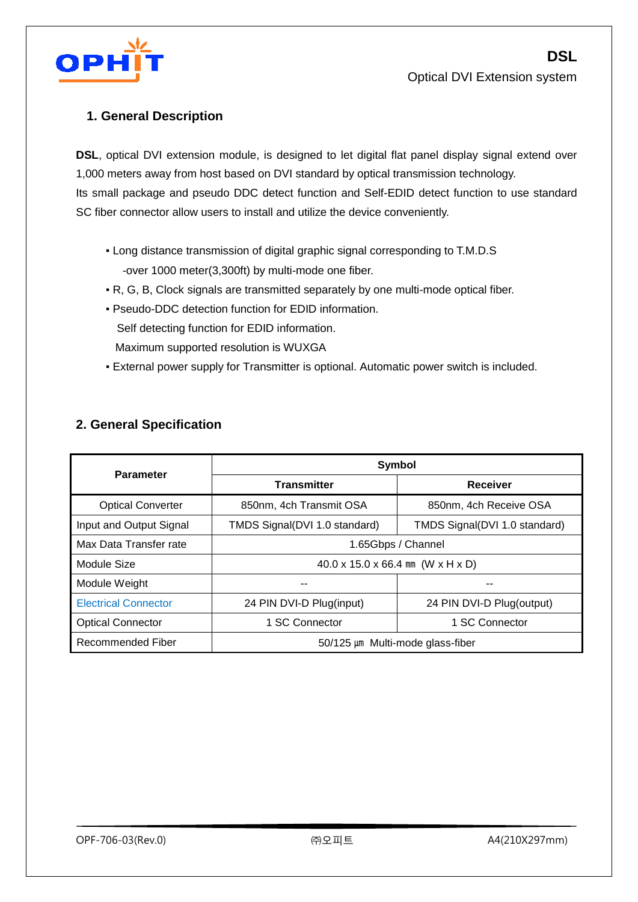## 1. General Description

**DSL**, optical DVI extension module, is designed to let digital flat panel display signal extend over 1,000 meters away from host based on DVI standard by optical transmission technology.
Its small package and pseudo DDC detect function and Self-EDID detect function to use standard SC fiber connector allow users to install and utilize the device conveniently.

- Long distance transmission of digital graphic signal corresponding to T.M.D.S
  -over 1000 meter(3,300ft) by multi-mode one fiber.
- R, G, B, Clock signals are transmitted separately by one multi-mode optical fiber.
- Pseudo-DDC detection function for EDID information.
  Self detecting function for EDID information.
  Maximum supported resolution is WUXGA
- External power supply for Transmitter is optional. Automatic power switch is included.

## 2. General Specification

| Parameter | Symbol | |
|---|---|---|
| | **Transmitter** | **Receiver** |
| Optical Converter | 850nm, 4ch Transmit OSA | 850nm, 4ch Receive OSA |
| Input and Output Signal | TMDS Signal(DVI 1.0 standard) | TMDS Signal(DVI 1.0 standard) |
| Max Data Transfer rate | 1.65Gbps / Channel | |
| Module Size | 40.0 x 15.0 x 66.4 ㎜ (W x H x D) | |
| Module Weight | -- | -- |
| Electrical Connector | 24 PIN DVI-D Plug(input) | 24 PIN DVI-D Plug(output) |
| Optical Connector | 1 SC Connector | 1 SC Connector |
| Recommended Fiber | 50/125 ㎛ Multi-mode glass-fiber | |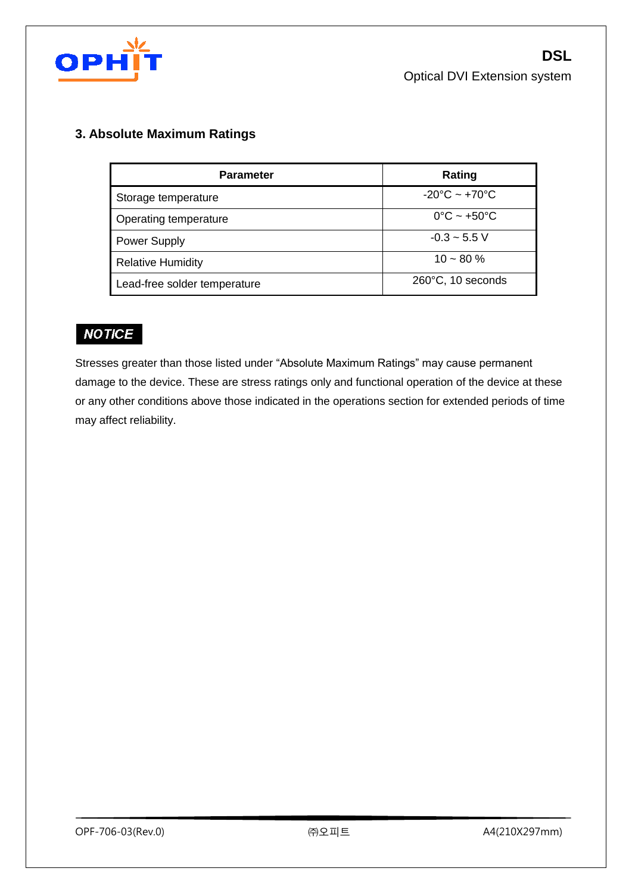## 3. Absolute Maximum Ratings

| Parameter | Rating |
|---|---|
| Storage temperature | -20°C ~ +70°C |
| Operating temperature | 0°C ~ +50°C |
| Power Supply | -0.3 ~ 5.5 V |
| Relative Humidity | 10 ~ 80 % |
| Lead-free solder temperature | 260°C, 10 seconds |

***NOTICE***

Stresses greater than those listed under “Absolute Maximum Ratings” may cause permanent damage to the device. These are stress ratings only and functional operation of the device at these or any other conditions above those indicated in the operations section for extended periods of time may affect reliability.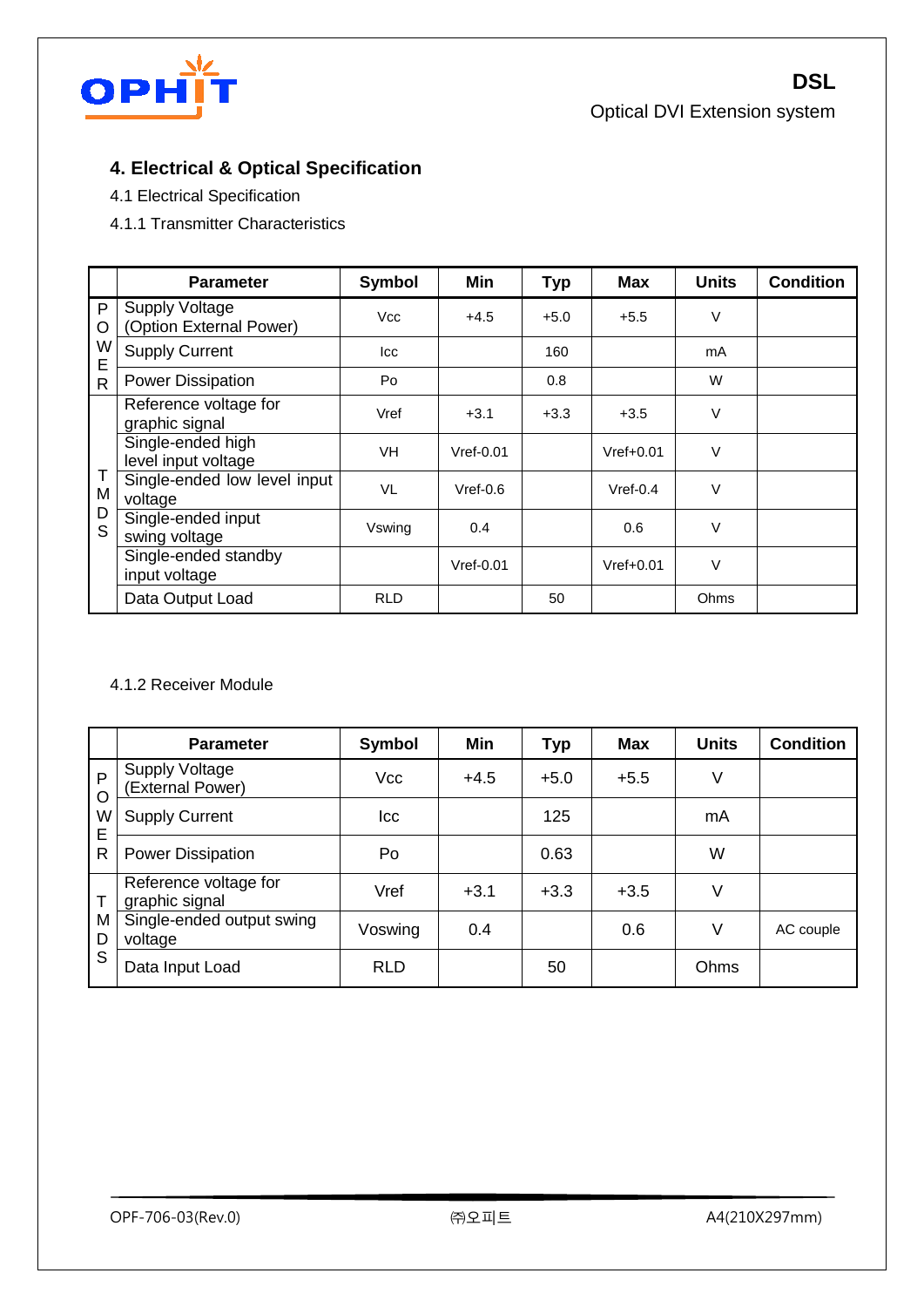# 4. Electrical & Optical Specification

## 4.1 Electrical Specification

### 4.1.1 Transmitter Characteristics

| | Parameter | Symbol | Min | Typ | Max | Units | Condition |
|---|---|---|---|---|---|---|---|
| POWER | Supply Voltage (Option External Power) | Vcc | +4.5 | +5.0 | +5.5 | V | |
| | Supply Current | Icc | | 160 | | mA | |
| | Power Dissipation | Po | | 0.8 | | W | |
| TMDS | Reference voltage for graphic signal | Vref | +3.1 | +3.3 | +3.5 | V | |
| | Single-ended high level input voltage | VH | Vref-0.01 | | Vref+0.01 | V | |
| | Single-ended low level input voltage | VL | Vref-0.6 | | Vref-0.4 | V | |
| | Single-ended input swing voltage | Vswing | 0.4 | | 0.6 | V | |
| | Single-ended standby input voltage | | Vref-0.01 | | Vref+0.01 | V | |
| | Data Output Load | RLD | | 50 | | Ohms | |

### 4.1.2 Receiver Module

| | Parameter | Symbol | Min | Typ | Max | Units | Condition |
|---|---|---|---|---|---|---|---|
| POWER | Supply Voltage (External Power) | Vcc | +4.5 | +5.0 | +5.5 | V | |
| | Supply Current | Icc | | 125 | | mA | |
| | Power Dissipation | Po | | 0.63 | | W | |
| TMDS | Reference voltage for graphic signal | Vref | +3.1 | +3.3 | +3.5 | V | |
| | Single-ended output swing voltage | Voswing | 0.4 | | 0.6 | V | AC couple |
| | Data Input Load | RLD | | 50 | | Ohms | |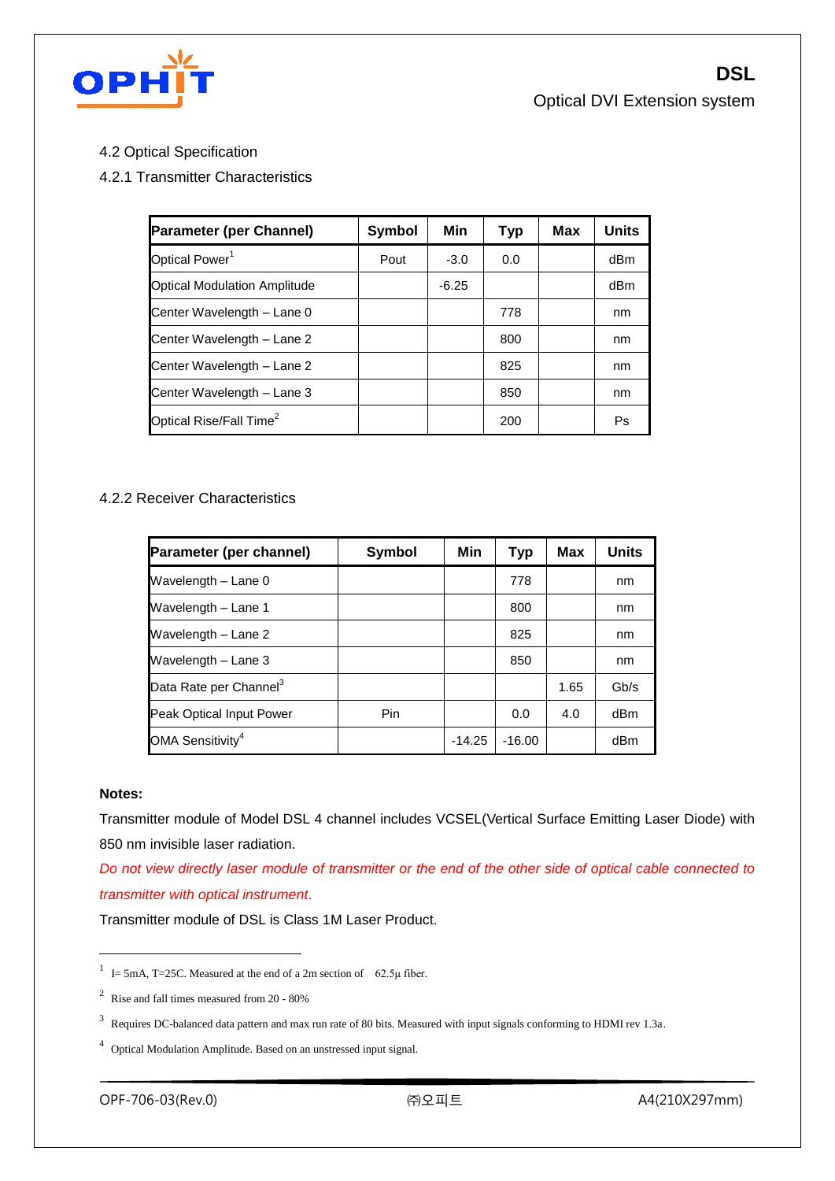## 4.2 Optical Specification

### 4.2.1 Transmitter Characteristics

| Parameter (per Channel) | Symbol | Min | Typ | Max | Units |
|---|---|---|---|---|---|
| Optical Power[1] | Pout | -3.0 | 0.0 | | dBm |
| Optical Modulation Amplitude | | -6.25 | | | dBm |
| Center Wavelength – Lane 0 | | | 778 | | nm |
| Center Wavelength – Lane 2 | | | 800 | | nm |
| Center Wavelength – Lane 2 | | | 825 | | nm |
| Center Wavelength – Lane 3 | | | 850 | | nm |
| Optical Rise/Fall Time[2] | | | 200 | | Ps |

### 4.2.2 Receiver Characteristics

| Parameter (per channel) | Symbol | Min | Typ | Max | Units |
|---|---|---|---|---|---|
| Wavelength – Lane 0 | | | 778 | | nm |
| Wavelength – Lane 1 | | | 800 | | nm |
| Wavelength – Lane 2 | | | 825 | | nm |
| Wavelength – Lane 3 | | | 850 | | nm |
| Data Rate per Channel[3] | | | | 1.65 | Gb/s |
| Peak Optical Input Power | Pin | | 0.0 | 4.0 | dBm |
| OMA Sensitivity[4] | | -14.25 | -16.00 | | dBm |

**Notes:**

Transmitter module of Model DSL 4 channel includes VCSEL(Vertical Surface Emitting Laser Diode) with 850 nm invisible laser radiation.

*Do not view directly laser module of transmitter or the end of the other side of optical cable connected to transmitter with optical instrument.*

Transmitter module of DSL is Class 1M Laser Product.

---

[1] I= 5mA, T=25C. Measured at the end of a 2m section of 62.5μ fiber.

[2] Rise and fall times measured from 20 - 80%

[3] Requires DC-balanced data pattern and max run rate of 80 bits. Measured with input signals conforming to HDMI rev 1.3a.

[4] Optical Modulation Amplitude. Based on an unstressed input signal.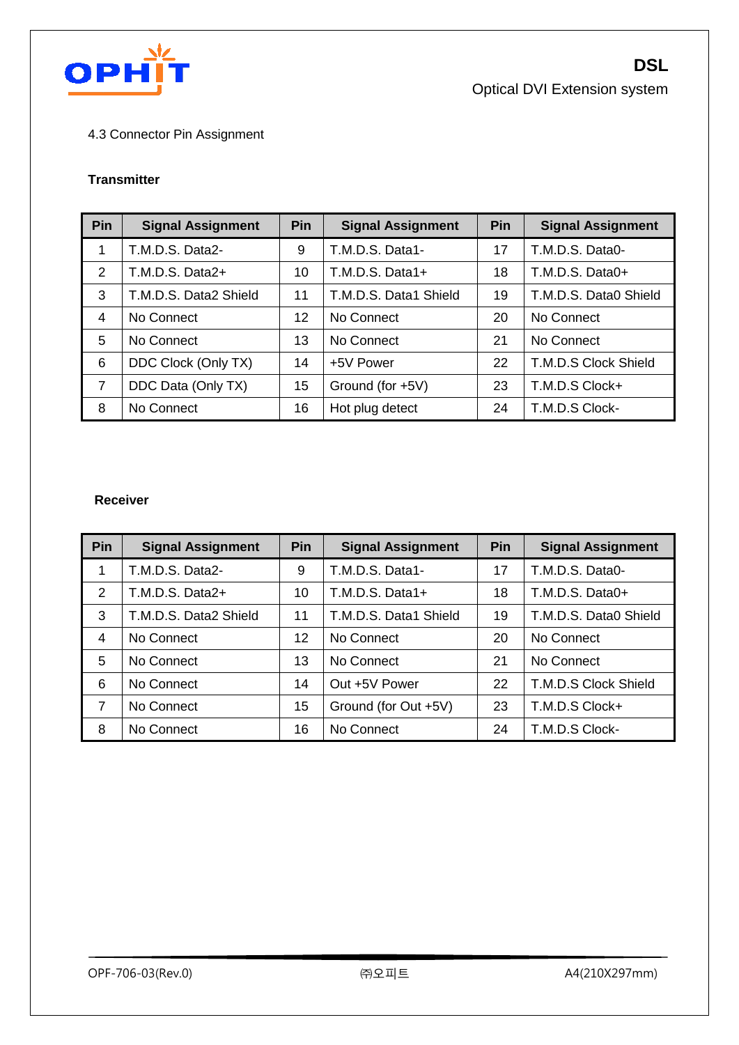### 4.3 Connector Pin Assignment

**Transmitter**

| Pin | Signal Assignment | Pin | Signal Assignment | Pin | Signal Assignment |
|---|---|---|---|---|---|
| 1 | T.M.D.S. Data2- | 9 | T.M.D.S. Data1- | 17 | T.M.D.S. Data0- |
| 2 | T.M.D.S. Data2+ | 10 | T.M.D.S. Data1+ | 18 | T.M.D.S. Data0+ |
| 3 | T.M.D.S. Data2 Shield | 11 | T.M.D.S. Data1 Shield | 19 | T.M.D.S. Data0 Shield |
| 4 | No Connect | 12 | No Connect | 20 | No Connect |
| 5 | No Connect | 13 | No Connect | 21 | No Connect |
| 6 | DDC Clock (Only TX) | 14 | +5V Power | 22 | T.M.D.S Clock Shield |
| 7 | DDC Data (Only TX) | 15 | Ground (for +5V) | 23 | T.M.D.S Clock+ |
| 8 | No Connect | 16 | Hot plug detect | 24 | T.M.D.S Clock- |

**Receiver**

| Pin | Signal Assignment | Pin | Signal Assignment | Pin | Signal Assignment |
|---|---|---|---|---|---|
| 1 | T.M.D.S. Data2- | 9 | T.M.D.S. Data1- | 17 | T.M.D.S. Data0- |
| 2 | T.M.D.S. Data2+ | 10 | T.M.D.S. Data1+ | 18 | T.M.D.S. Data0+ |
| 3 | T.M.D.S. Data2 Shield | 11 | T.M.D.S. Data1 Shield | 19 | T.M.D.S. Data0 Shield |
| 4 | No Connect | 12 | No Connect | 20 | No Connect |
| 5 | No Connect | 13 | No Connect | 21 | No Connect |
| 6 | No Connect | 14 | Out +5V Power | 22 | T.M.D.S Clock Shield |
| 7 | No Connect | 15 | Ground (for Out +5V) | 23 | T.M.D.S Clock+ |
| 8 | No Connect | 16 | No Connect | 24 | T.M.D.S Clock- |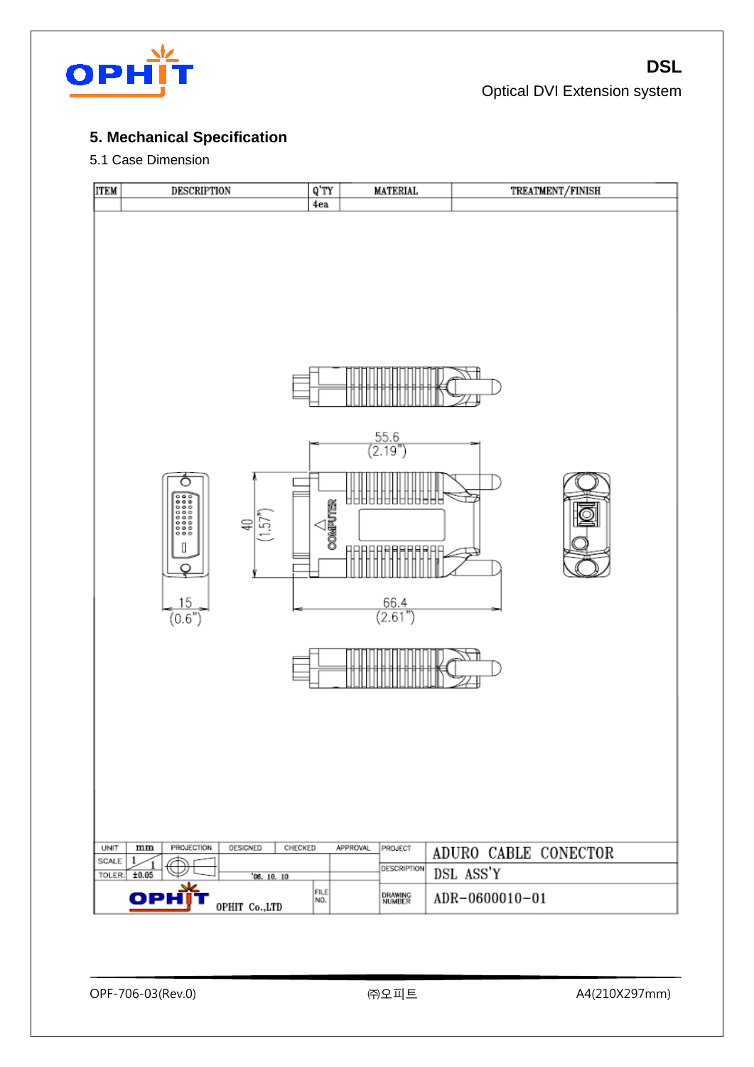## 5. Mechanical Specification

5.1 Case Dimension

| ITEM | DESCRIPTION | Q'TY | MATERIAL | TREATMENT/FINISH |
|---|---|---|---|---|
| | | 4ea | | |

55.6 (2.19")

40 (1.57")

COMPUTER

15 (0.6")

66.4 (2.61")

| UNIT | mm | PROJECTION | DESIGNED | CHECKED | APPROVAL | PROJECT | ADURO CABLE CONECTOR |
|---|---|---|---|---|---|---|---|
| SCALE | 1/1 | | | | | DESCRIPTION | DSL ASS'Y |
| TOLER. | ±0.05 | | '06. 10. 10 | | | | |
| OPHIT Co.,LTD | | | | FILE NO. | | DRAWING NUMBER | ADR-0600010-01 |

OPF-706-03(Rev.0) ㈜오피트 A4(210X297mm)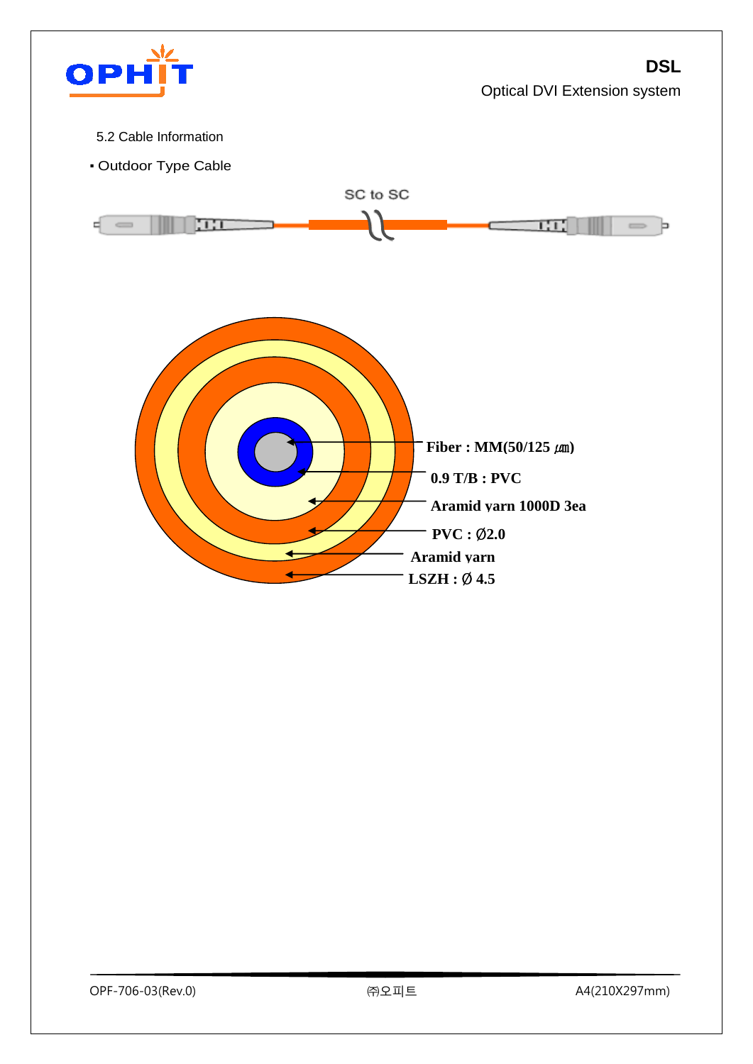5.2 Cable Information

- Outdoor Type Cable

SC to SC

Fiber : MM(50/125 ㎛)

0.9 T/B : PVC

Aramid yarn 1000D 3ea

PVC : Ø2.0

Aramid yarn

LSZH : Ø 4.5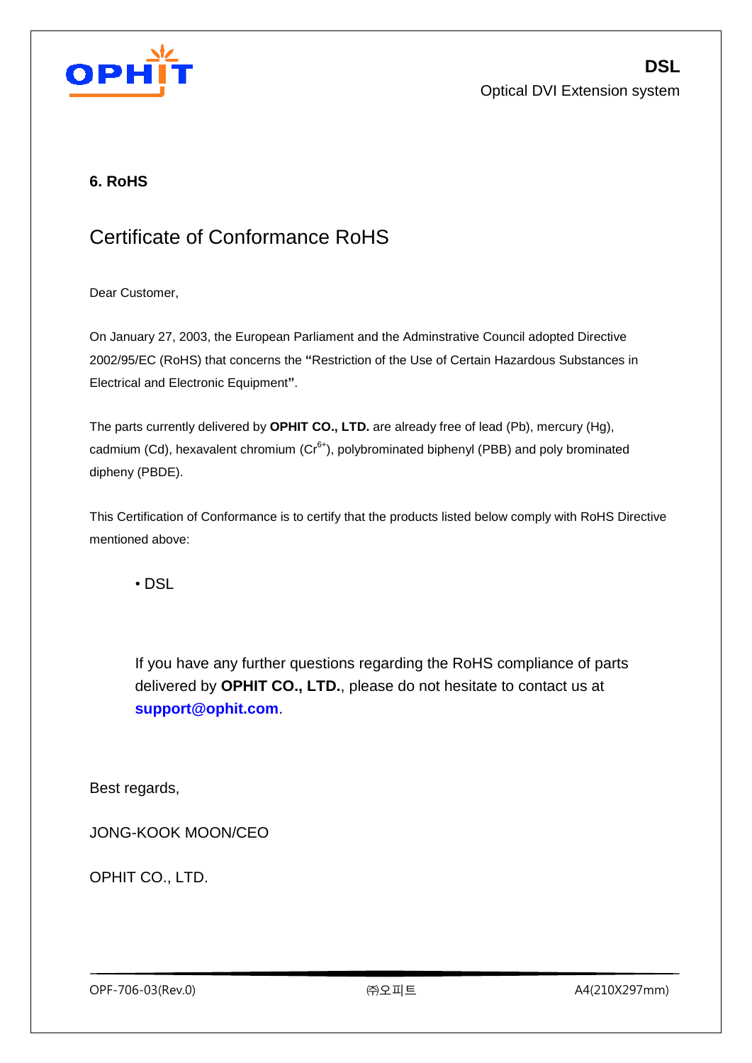## 6. RoHS

# Certificate of Conformance RoHS

Dear Customer,

On January 27, 2003, the European Parliament and the Adminstrative Council adopted Directive 2002/95/EC (RoHS) that concerns the **"**Restriction of the Use of Certain Hazardous Substances in Electrical and Electronic Equipment**"**.

The parts currently delivered by **OPHIT CO., LTD.** are already free of lead (Pb), mercury (Hg), cadmium (Cd), hexavalent chromium ($Cr^{6+}$), polybrominated biphenyl (PBB) and poly brominated dipheny (PBDE).

This Certification of Conformance is to certify that the products listed below comply with RoHS Directive mentioned above:

- DSL

If you have any further questions regarding the RoHS compliance of parts delivered by **OPHIT CO., LTD.**, please do not hesitate to contact us at **support@ophit.com**.

Best regards,

JONG-KOOK MOON/CEO

OPHIT CO., LTD.